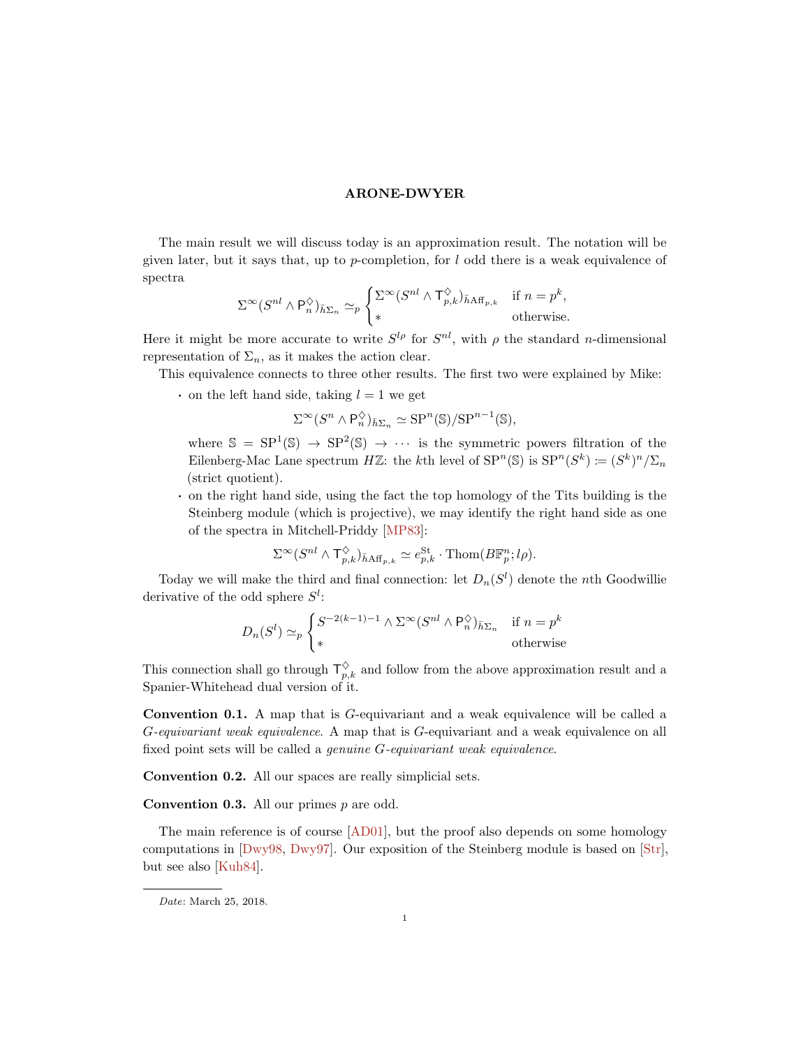# ARONE-DWYER

The main result we will discuss today is an approximation result. The notation will be given later, but it says that, up to $p$-completion, for $l$ odd there is a weak equivalence of spectra

$$\Sigma^\infty(S^{nl} \wedge \mathsf{P}_n^\diamondsuit)_{\tilde{h}\Sigma_n} \simeq_p \begin{cases} \Sigma^\infty(S^{nl} \wedge \mathsf{T}_{p,k}^\diamondsuit)_{\tilde{h}\mathrm{Aff}_{p,k}} & \text{if } n = p^k, \\ * & \text{otherwise.} \end{cases}$$

Here it might be more accurate to write $S^{l\rho}$ for $S^{nl}$, with $\rho$ the standard $n$-dimensional representation of $\Sigma_n$, as it makes the action clear.

This equivalence connects to three other results. The first two were explained by Mike:

- on the left hand side, taking $l = 1$ we get
$$\Sigma^\infty(S^n \wedge \mathsf{P}_n^\diamondsuit)_{\tilde{h}\Sigma_n} \simeq \mathrm{SP}^n(\mathbb{S})/\mathrm{SP}^{n-1}(\mathbb{S}),$$
where $\mathbb{S} = \mathrm{SP}^1(\mathbb{S}) \to \mathrm{SP}^2(\mathbb{S}) \to \cdots$ is the symmetric powers filtration of the Eilenberg-Mac Lane spectrum $H\mathbb{Z}$: the $k$th level of $\mathrm{SP}^n(\mathbb{S})$ is $\mathrm{SP}^n(S^k) \coloneqq (S^k)^n/\Sigma_n$ (strict quotient).
- on the right hand side, using the fact the top homology of the Tits building is the Steinberg module (which is projective), we may identify the right hand side as one of the spectra in Mitchell-Priddy [MP83]:
$$\Sigma^\infty(S^{nl} \wedge \mathsf{T}_{p,k}^\diamondsuit)_{\tilde{h}\mathrm{Aff}_{p,k}} \simeq e_{p,k}^{\mathrm{St}} \cdot \mathrm{Thom}(B\mathbb{F}_p^n; l\rho).$$

Today we will make the third and final connection: let $D_n(S^l)$ denote the $n$th Goodwillie derivative of the odd sphere $S^l$:

$$D_n(S^l) \simeq_p \begin{cases} S^{-2(k-1)-1} \wedge \Sigma^\infty(S^{nl} \wedge \mathsf{P}_n^\diamondsuit)_{\tilde{h}\Sigma_n} & \text{if } n = p^k \\ * & \text{otherwise} \end{cases}$$

This connection shall go through $\mathsf{T}_{p,k}^\diamondsuit$ and follow from the above approximation result and a Spanier-Whitehead dual version of it.

**Convention 0.1.** A map that is $G$-equivariant and a weak equivalence will be called a *$G$-equivariant weak equivalence*. A map that is $G$-equivariant and a weak equivalence on all fixed point sets will be called a *genuine $G$-equivariant weak equivalence*.

**Convention 0.2.** All our spaces are really simplicial sets.

**Convention 0.3.** All our primes $p$ are odd.

The main reference is of course [AD01], but the proof also depends on some homology computations in [Dwy98, Dwy97]. Our exposition of the Steinberg module is based on [Str], but see also [Kuh84].

---

*Date*: March 25, 2018.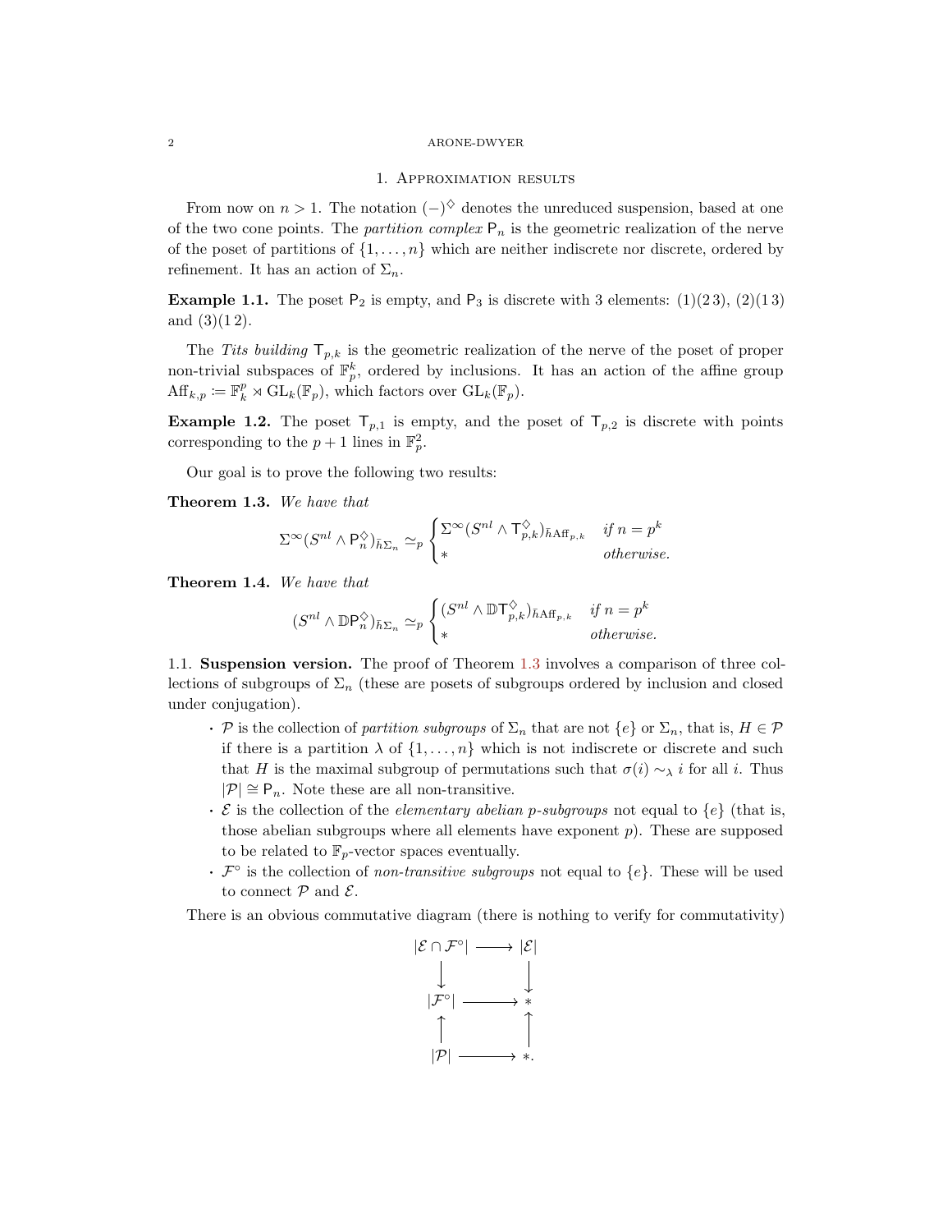## 1. Approximation results

From now on $n > 1$. The notation $(-)^{\diamondsuit}$ denotes the unreduced suspension, based at one of the two cone points. The *partition complex* $\mathsf{P}_n$ is the geometric realization of the nerve of the poset of partitions of $\{1, \ldots, n\}$ which are neither indiscrete nor discrete, ordered by refinement. It has an action of $\Sigma_n$.

**Example 1.1.** The poset $\mathsf{P}_2$ is empty, and $\mathsf{P}_3$ is discrete with 3 elements: $(1)(2\,3)$, $(2)(1\,3)$ and $(3)(1\,2)$.

The *Tits building* $\mathsf{T}_{p,k}$ is the geometric realization of the nerve of the poset of proper non-trivial subspaces of $\mathbb{F}_p^k$, ordered by inclusions. It has an action of the affine group $\mathrm{Aff}_{k,p} \coloneqq \mathbb{F}_k^p \rtimes \mathrm{GL}_k(\mathbb{F}_p)$, which factors over $\mathrm{GL}_k(\mathbb{F}_p)$.

**Example 1.2.** The poset $\mathsf{T}_{p,1}$ is empty, and the poset of $\mathsf{T}_{p,2}$ is discrete with points corresponding to the $p+1$ lines in $\mathbb{F}_p^2$.

Our goal is to prove the following two results:

**Theorem 1.3.** *We have that*

$$\Sigma^\infty(S^{nl} \wedge \mathsf{P}_n^{\diamondsuit})_{\tilde{h}\Sigma_n} \simeq_p \begin{cases} \Sigma^\infty(S^{nl} \wedge \mathsf{T}_{p,k}^{\diamondsuit})_{\tilde{h}\mathrm{Aff}_{p,k}} & \text{if } n = p^k \\ * & \text{otherwise.} \end{cases}$$

**Theorem 1.4.** *We have that*

$$(S^{nl} \wedge \mathbb{D}\mathsf{P}_n^{\diamondsuit})_{\tilde{h}\Sigma_n} \simeq_p \begin{cases} (S^{nl} \wedge \mathbb{D}\mathsf{T}_{p,k}^{\diamondsuit})_{\tilde{h}\mathrm{Aff}_{p,k}} & \text{if } n = p^k \\ * & \text{otherwise.} \end{cases}$$

### 1.1. Suspension version.

The proof of Theorem 1.3 involves a comparison of three collections of subgroups of $\Sigma_n$ (these are posets of subgroups ordered by inclusion and closed under conjugation).

- $\mathcal{P}$ is the collection of *partition subgroups* of $\Sigma_n$ that are not $\{e\}$ or $\Sigma_n$, that is, $H \in \mathcal{P}$ if there is a partition $\lambda$ of $\{1, \ldots, n\}$ which is not indiscrete or discrete and such that $H$ is the maximal subgroup of permutations such that $\sigma(i) \sim_\lambda i$ for all $i$. Thus $|\mathcal{P}| \cong \mathsf{P}_n$. Note these are all non-transitive.
- $\mathcal{E}$ is the collection of the *elementary abelian $p$-subgroups* not equal to $\{e\}$ (that is, those abelian subgroups where all elements have exponent $p$). These are supposed to be related to $\mathbb{F}_p$-vector spaces eventually.
- $\mathcal{F}^\circ$ is the collection of *non-transitive subgroups* not equal to $\{e\}$. These will be used to connect $\mathcal{P}$ and $\mathcal{E}$.

There is an obvious commutative diagram (there is nothing to verify for commutativity)

$$\begin{array}{ccc} |\mathcal{E} \cap \mathcal{F}^\circ| & \longrightarrow & |\mathcal{E}| \\ \downarrow & & \downarrow \\ |\mathcal{F}^\circ| & \longrightarrow & * \\ \uparrow & & \uparrow \\ |\mathcal{P}| & \longrightarrow & *. \end{array}$$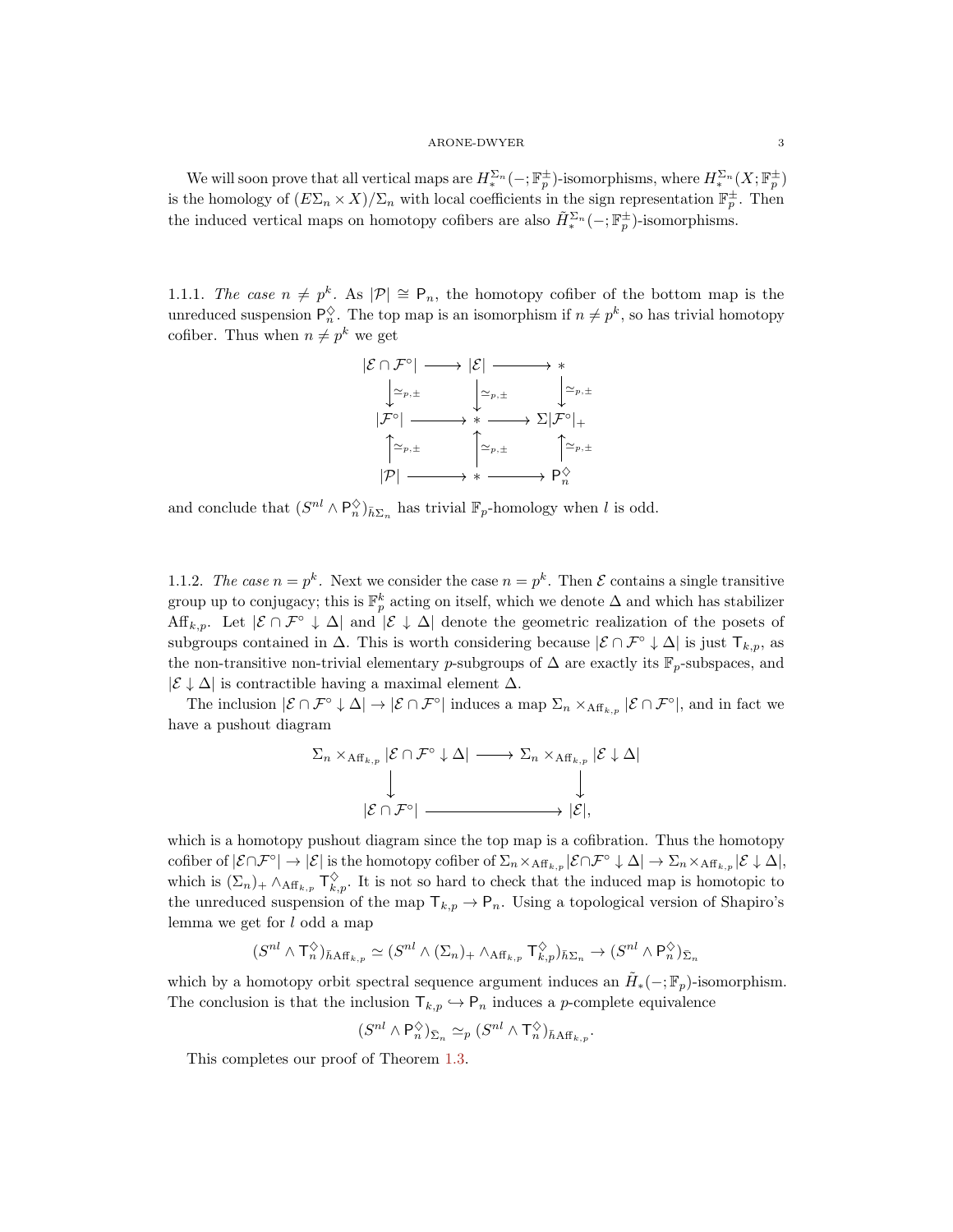We will soon prove that all vertical maps are $H_*^{\Sigma_n}(-;\mathbb{F}_p^{\pm})$-isomorphisms, where $H_*^{\Sigma_n}(X;\mathbb{F}_p^{\pm})$ is the homology of $(E\Sigma_n \times X)/\Sigma_n$ with local coefficients in the sign representation $\mathbb{F}_p^{\pm}$. Then the induced vertical maps on homotopy cofibers are also $\tilde{H}_*^{\Sigma_n}(-;\mathbb{F}_p^{\pm})$-isomorphisms.

1.1.1. *The case $n \neq p^k$.* As $|\mathcal{P}| \cong \mathsf{P}_n$, the homotopy cofiber of the bottom map is the unreduced suspension $\mathsf{P}_n^{\diamondsuit}$. The top map is an isomorphism if $n \neq p^k$, so has trivial homotopy cofiber. Thus when $n \neq p^k$ we get

$$\begin{array}{ccccc}
|\mathcal{E}\cap\mathcal{F}^\circ| & \longrightarrow & |\mathcal{E}| & \longrightarrow & * \\
\downarrow{\simeq_{p,\pm}} & & \downarrow{\simeq_{p,\pm}} & & \downarrow{\simeq_{p,\pm}} \\
|\mathcal{F}^\circ| & \longrightarrow & * & \longrightarrow & \Sigma|\mathcal{F}^\circ|_+ \\
\uparrow{\simeq_{p,\pm}} & & \uparrow{\simeq_{p,\pm}} & & \uparrow{\simeq_{p,\pm}} \\
|\mathcal{P}| & \longrightarrow & * & \longrightarrow & \mathsf{P}_n^{\diamondsuit}
\end{array}$$

and conclude that $(S^{nl} \wedge \mathsf{P}_n^{\diamondsuit})_{\tilde{h}\Sigma_n}$ has trivial $\mathbb{F}_p$-homology when $l$ is odd.

1.1.2. *The case $n = p^k$.* Next we consider the case $n = p^k$. Then $\mathcal{E}$ contains a single transitive group up to conjugacy; this is $\mathbb{F}_p^k$ acting on itself, which we denote $\Delta$ and which has stabilizer $\mathrm{Aff}_{k,p}$. Let $|\mathcal{E}\cap\mathcal{F}^\circ \downarrow \Delta|$ and $|\mathcal{E}\downarrow\Delta|$ denote the geometric realization of the posets of subgroups contained in $\Delta$. This is worth considering because $|\mathcal{E}\cap\mathcal{F}^\circ\downarrow\Delta|$ is just $\mathsf{T}_{k,p}$, as the non-transitive non-trivial elementary $p$-subgroups of $\Delta$ are exactly its $\mathbb{F}_p$-subspaces, and $|\mathcal{E}\downarrow\Delta|$ is contractible having a maximal element $\Delta$.

The inclusion $|\mathcal{E}\cap\mathcal{F}^\circ\downarrow\Delta| \to |\mathcal{E}\cap\mathcal{F}^\circ|$ induces a map $\Sigma_n \times_{\mathrm{Aff}_{k,p}} |\mathcal{E}\cap\mathcal{F}^\circ|$, and in fact we have a pushout diagram

$$\begin{array}{ccc}
\Sigma_n \times_{\mathrm{Aff}_{k,p}} |\mathcal{E}\cap\mathcal{F}^\circ\downarrow\Delta| & \longrightarrow & \Sigma_n \times_{\mathrm{Aff}_{k,p}} |\mathcal{E}\downarrow\Delta| \\
\downarrow & & \downarrow \\
|\mathcal{E}\cap\mathcal{F}^\circ| & \longrightarrow & |\mathcal{E}|,
\end{array}$$

which is a homotopy pushout diagram since the top map is a cofibration. Thus the homotopy cofiber of $|\mathcal{E}\cap\mathcal{F}^\circ| \to |\mathcal{E}|$ is the homotopy cofiber of $\Sigma_n\times_{\mathrm{Aff}_{k,p}}|\mathcal{E}\cap\mathcal{F}^\circ\downarrow\Delta| \to \Sigma_n\times_{\mathrm{Aff}_{k,p}}|\mathcal{E}\downarrow\Delta|$, which is $(\Sigma_n)_+ \wedge_{\mathrm{Aff}_{k,p}} \mathsf{T}_{k,p}^{\diamondsuit}$. It is not so hard to check that the induced map is homotopic to the unreduced suspension of the map $\mathsf{T}_{k,p} \to \mathsf{P}_n$. Using a topological version of Shapiro's lemma we get for $l$ odd a map

$$(S^{nl} \wedge \mathsf{T}_n^{\diamondsuit})_{\tilde{h}\mathrm{Aff}_{k,p}} \simeq (S^{nl} \wedge (\Sigma_n)_+ \wedge_{\mathrm{Aff}_{k,p}} \mathsf{T}_{k,p}^{\diamondsuit})_{\tilde{h}\Sigma_n} \to (S^{nl}\wedge \mathsf{P}_n^{\diamondsuit})_{\tilde{\Sigma}_n}$$

which by a homotopy orbit spectral sequence argument induces an $\tilde{H}_*(-;\mathbb{F}_p)$-isomorphism. The conclusion is that the inclusion $\mathsf{T}_{k,p} \hookrightarrow \mathsf{P}_n$ induces a $p$-complete equivalence

$$(S^{nl}\wedge \mathsf{P}_n^{\diamondsuit})_{\tilde{\Sigma}_n} \simeq_p (S^{nl}\wedge \mathsf{T}_n^{\diamondsuit})_{\tilde{h}\mathrm{Aff}_{k,p}}.$$

This completes our proof of Theorem 1.3.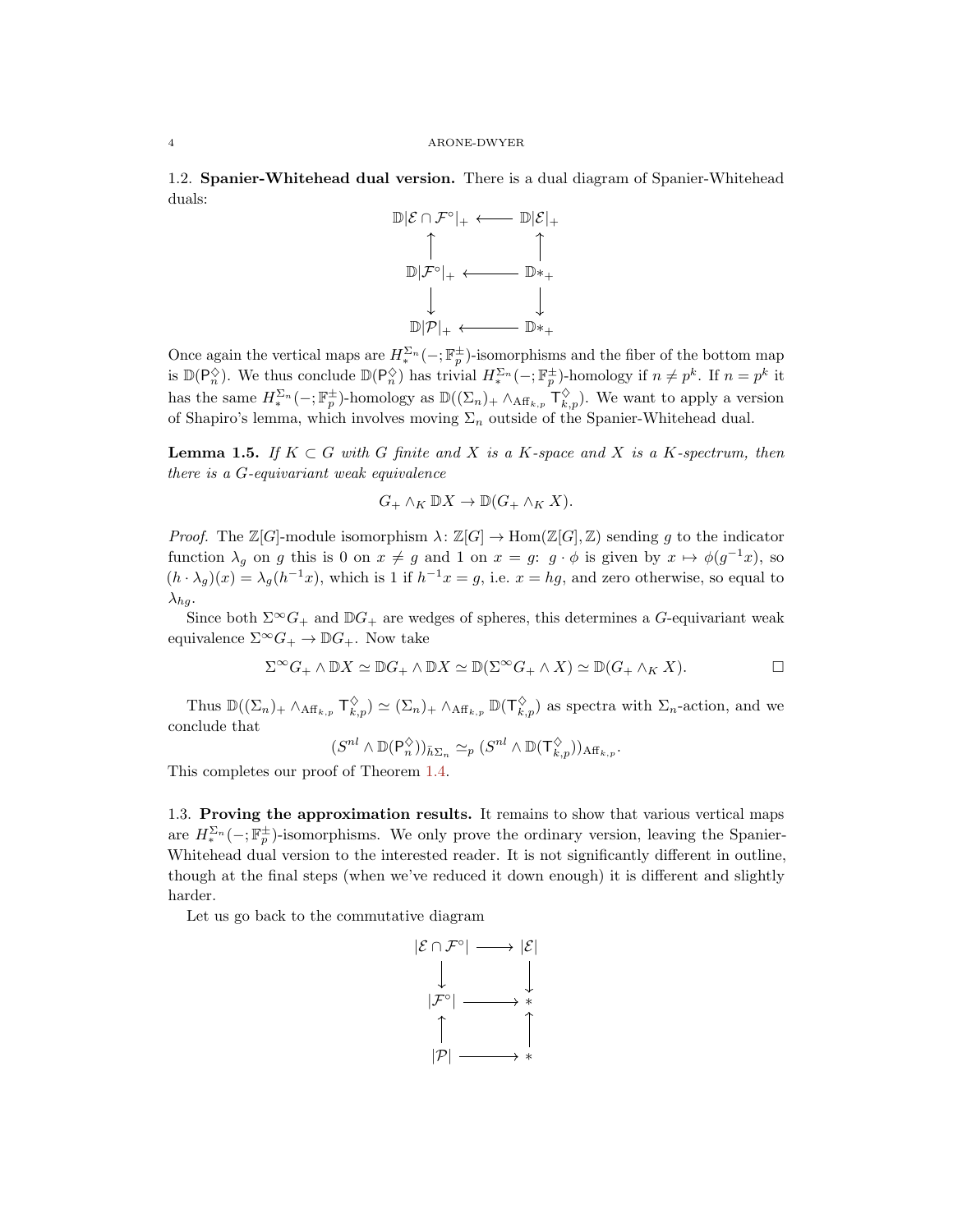## 1.2. **Spanier-Whitehead dual version.**

There is a dual diagram of Spanier-Whitehead duals:

$$\begin{array}{ccc}
\mathbb{D}|\mathcal{E} \cap \mathcal{F}^\circ|_+ & \longleftarrow & \mathbb{D}|\mathcal{E}|_+ \\
\uparrow & & \uparrow \\
\mathbb{D}|\mathcal{F}^\circ|_+ & \longleftarrow & \mathbb{D}*_+ \\
\downarrow & & \downarrow \\
\mathbb{D}|\mathcal{P}|_+ & \longleftarrow & \mathbb{D}*_+
\end{array}$$

Once again the vertical maps are $H_*^{\Sigma_n}(-;\mathbb{F}_p^\pm)$-isomorphisms and the fiber of the bottom map is $\mathbb{D}(\mathsf{P}_n^\diamondsuit)$. We thus conclude $\mathbb{D}(\mathsf{P}_n^\diamondsuit)$ has trivial $H_*^{\Sigma_n}(-;\mathbb{F}_p^\pm)$-homology if $n \neq p^k$. If $n = p^k$ it has the same $H_*^{\Sigma_n}(-;\mathbb{F}_p^\pm)$-homology as $\mathbb{D}((\Sigma_n)_+ \wedge_{\mathrm{Aff}_{k,p}} \mathsf{T}_{k,p}^\diamondsuit)$. We want to apply a version of Shapiro's lemma, which involves moving $\Sigma_n$ outside of the Spanier-Whitehead dual.

**Lemma 1.5.** *If $K \subset G$ with $G$ finite and $X$ is a $K$-space and $X$ is a $K$-spectrum, then there is a $G$-equivariant weak equivalence*

$$G_+ \wedge_K \mathbb{D}X \to \mathbb{D}(G_+ \wedge_K X).$$

*Proof.* The $\mathbb{Z}[G]$-module isomorphism $\lambda\colon \mathbb{Z}[G] \to \mathrm{Hom}(\mathbb{Z}[G], \mathbb{Z})$ sending $g$ to the indicator function $\lambda_g$ on $g$ this is 0 on $x \neq g$ and 1 on $x = g$: $g \cdot \phi$ is given by $x \mapsto \phi(g^{-1}x)$, so $(h \cdot \lambda_g)(x) = \lambda_g(h^{-1}x)$, which is 1 if $h^{-1}x = g$, i.e. $x = hg$, and zero otherwise, so equal to $\lambda_{hg}$.

Since both $\Sigma^\infty G_+$ and $\mathbb{D}G_+$ are wedges of spheres, this determines a $G$-equivariant weak equivalence $\Sigma^\infty G_+ \to \mathbb{D}G_+$. Now take

$$\Sigma^\infty G_+ \wedge \mathbb{D}X \simeq \mathbb{D}G_+ \wedge \mathbb{D}X \simeq \mathbb{D}(\Sigma^\infty G_+ \wedge X) \simeq \mathbb{D}(G_+ \wedge_K X).$$

□

Thus $\mathbb{D}((\Sigma_n)_+ \wedge_{\mathrm{Aff}_{k,p}} \mathsf{T}_{k,p}^\diamondsuit) \simeq (\Sigma_n)_+ \wedge_{\mathrm{Aff}_{k,p}} \mathbb{D}(\mathsf{T}_{k,p}^\diamondsuit)$ as spectra with $\Sigma_n$-action, and we conclude that

$$(S^{nl} \wedge \mathbb{D}(\mathsf{P}_n^\diamondsuit))_{\tilde{h}\Sigma_n} \simeq_p (S^{nl} \wedge \mathbb{D}(\mathsf{T}_{k,p}^\diamondsuit))_{\mathrm{Aff}_{k,p}}.$$

This completes our proof of Theorem 1.4.

## 1.3. **Proving the approximation results.**

It remains to show that various vertical maps are $H_*^{\Sigma_n}(-;\mathbb{F}_p^\pm)$-isomorphisms. We only prove the ordinary version, leaving the Spanier-Whitehead dual version to the interested reader. It is not significantly different in outline, though at the final steps (when we've reduced it down enough) it is different and slightly harder.

Let us go back to the commutative diagram

$$\begin{array}{ccc}
|\mathcal{E} \cap \mathcal{F}^\circ| & \longrightarrow & |\mathcal{E}| \\
\downarrow & & \downarrow \\
|\mathcal{F}^\circ| & \longrightarrow & * \\
\uparrow & & \uparrow \\
|\mathcal{P}| & \longrightarrow & *
\end{array}$$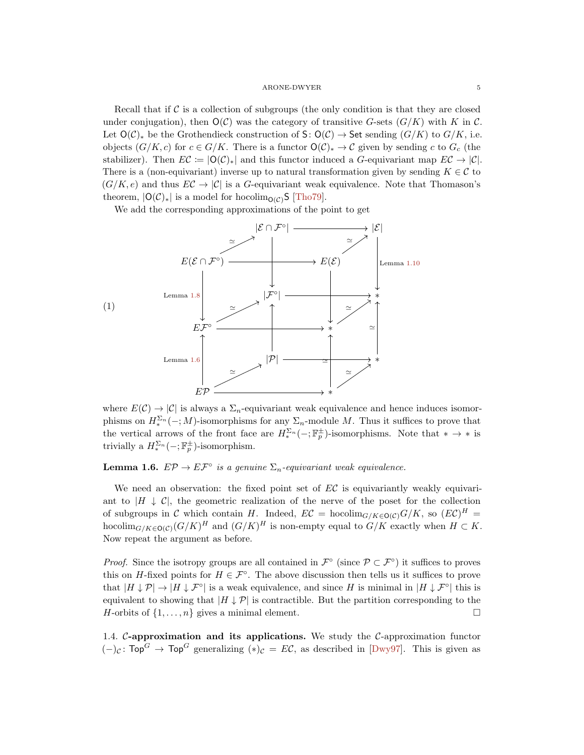Recall that if $\mathcal{C}$ is a collection of subgroups (the only condition is that they are closed under conjugation), then $\mathsf{O}(\mathcal{C})$ was the category of transitive $G$-sets $(G/K)$ with $K$ in $\mathcal{C}$. Let $\mathsf{O}(\mathcal{C})_*$ be the Grothendieck construction of $\mathsf{S}\colon \mathsf{O}(\mathcal{C}) \to \mathsf{Set}$ sending $(G/K)$ to $G/K$, i.e. objects $(G/K, c)$ for $c \in G/K$. There is a functor $\mathsf{O}(\mathcal{C})_* \to \mathcal{C}$ given by sending $c$ to $G_c$ (the stabilizer). Then $E\mathcal{C} \coloneqq |\mathsf{O}(\mathcal{C})_*|$ and this functor induced a $G$-equivariant map $E\mathcal{C} \to |\mathcal{C}|$. There is a (non-equivariant) inverse up to natural transformation given by sending $K \in \mathcal{C}$ to $(G/K, e)$ and thus $E\mathcal{C} \to |\mathcal{C}|$ is a $G$-equivariant weak equivalence. Note that Thomason's theorem, $|\mathsf{O}(\mathcal{C})_*|$ is a model for $\operatorname{hocolim}_{\mathsf{O}(\mathcal{C})}\mathsf{S}$ [Tho79].

We add the corresponding approximations of the point to get

$$
\begin{tikzcd}[row sep=small, column sep=small]
 & {|\mathcal{E}\cap\mathcal{F}^\circ|} \arrow[rr] \arrow[dd] & & {|\mathcal{E}|} \arrow[dd, "\text{Lemma 1.10}"] \\
E(\mathcal{E}\cap\mathcal{F}^\circ) \arrow[ur, "\simeq"] \arrow[rr, crossing over] \arrow[dd, "\text{Lemma 1.8}"'] & & E(\mathcal{E}) \arrow[ur, "\simeq"] & \\
 & {|\mathcal{F}^\circ|} \arrow[rr] & & * \\
E\mathcal{F}^\circ \arrow[ur, "\simeq"] \arrow[rr] & & * \arrow[ur, "\simeq"] \arrow[from=uu, crossing over] & \\
 & {|\mathcal{P}|} \arrow[rr, "\simeq"] \arrow[uu] & & * \arrow[uu, "\simeq"'] \\
E\mathcal{P} \arrow[ur, "\simeq"] \arrow[rr] \arrow[uu, "\text{Lemma 1.6}"] & & * \arrow[ur, "\simeq"] \arrow[uu] &
\end{tikzcd}
\tag{1}
$$

where $E(\mathcal{C}) \to |\mathcal{C}|$ is always a $\Sigma_n$-equivariant weak equivalence and hence induces isomorphisms on $H^{\Sigma_n}_*(-;M)$-isomorphisms for any $\Sigma_n$-module $M$. Thus it suffices to prove that the vertical arrows of the front face are $H^{\Sigma_n}_*(-;\mathbb{F}_p^\pm)$-isomorphisms. Note that $* \to *$ is trivially a $H^{\Sigma_n}_*(-;\mathbb{F}_p^\pm)$-isomorphism.

**Lemma 1.6.** *$E\mathcal{P} \to E\mathcal{F}^\circ$ is a genuine $\Sigma_n$-equivariant weak equivalence.*

We need an observation: the fixed point set of $E\mathcal{C}$ is equivariantly weakly equivariant to $|H \downarrow \mathcal{C}|$, the geometric realization of the nerve of the poset for the collection of subgroups in $\mathcal{C}$ which contain $H$. Indeed, $E\mathcal{C} = \operatorname{hocolim}_{G/K \in \mathsf{O}(\mathcal{C})} G/K$, so $(E\mathcal{C})^H = \operatorname{hocolim}_{G/K \in \mathsf{O}(\mathcal{C})} (G/K)^H$ and $(G/K)^H$ is non-empty equal to $G/K$ exactly when $H \subset K$. Now repeat the argument as before.

*Proof.* Since the isotropy groups are all contained in $\mathcal{F}^\circ$ (since $\mathcal{P} \subset \mathcal{F}^\circ$) it suffices to proves this on $H$-fixed points for $H \in \mathcal{F}^\circ$. The above discussion then tells us it suffices to prove that $|H \downarrow \mathcal{P}| \to |H \downarrow \mathcal{F}^\circ|$ is a weak equivalence, and since $H$ is minimal in $|H \downarrow \mathcal{F}^\circ|$ this is equivalent to showing that $|H \downarrow \mathcal{P}|$ is contractible. But the partition corresponding to the $H$-orbits of $\{1, \ldots, n\}$ gives a minimal element. $\square$

1.4. **$\mathcal{C}$-approximation and its applications.** We study the $\mathcal{C}$-approximation functor $(-)_\mathcal{C}\colon \mathsf{Top}^G \to \mathsf{Top}^G$ generalizing $(*)_\mathcal{C} = E\mathcal{C}$, as described in [Dwy97]. This is given as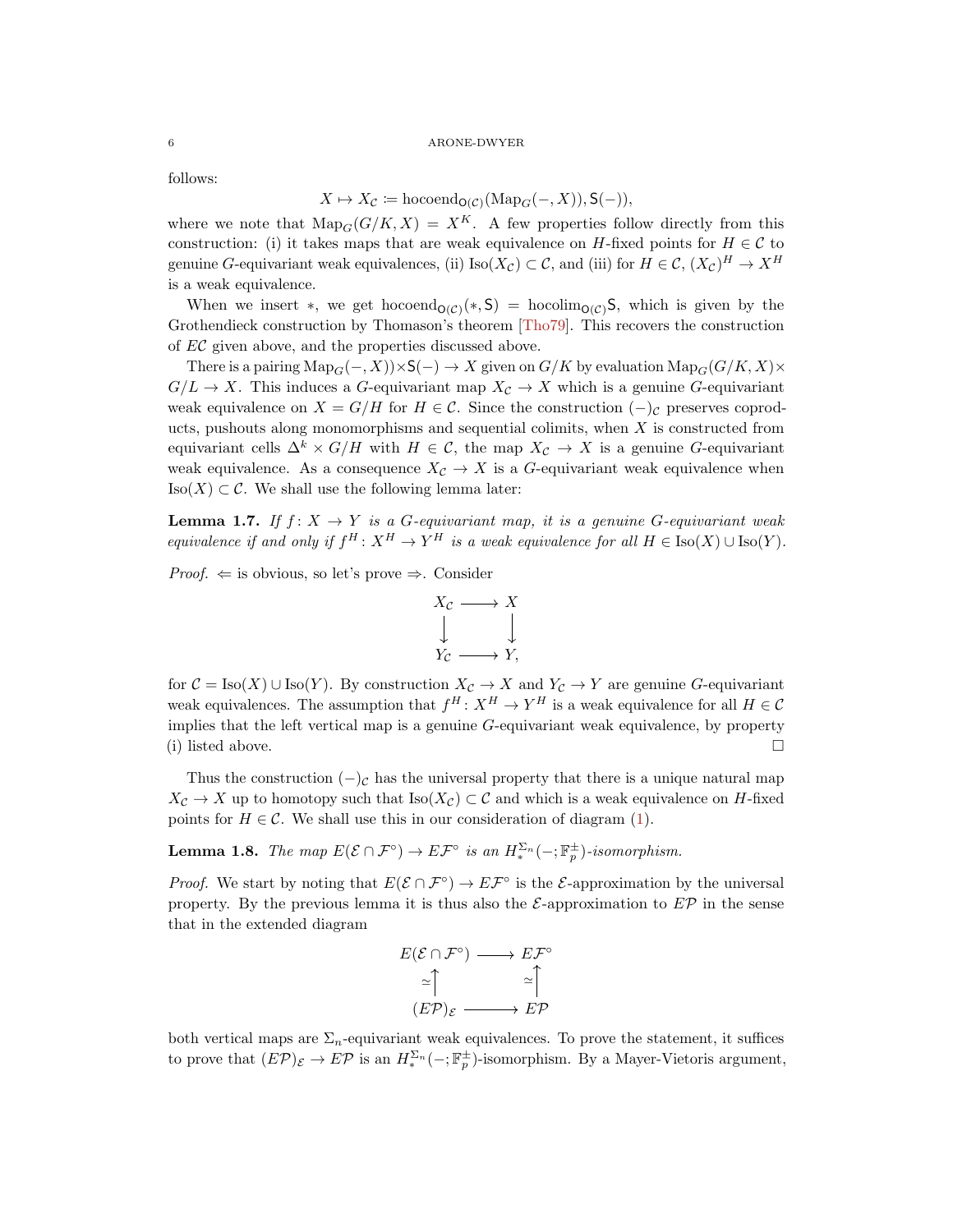follows:

$$X \mapsto X_{\mathcal{C}} \coloneqq \operatorname{hocoend}_{\mathsf{O}(\mathcal{C})}(\operatorname{Map}_G(-, X)), \mathsf{S}(-)),$$

where we note that $\operatorname{Map}_G(G/K, X) = X^K$. A few properties follow directly from this construction: (i) it takes maps that are weak equivalence on $H$-fixed points for $H \in \mathcal{C}$ to genuine $G$-equivariant weak equivalences, (ii) $\operatorname{Iso}(X_{\mathcal{C}}) \subset \mathcal{C}$, and (iii) for $H \in \mathcal{C}$, $(X_{\mathcal{C}})^H \to X^H$ is a weak equivalence.

When we insert $*$, we get $\operatorname{hocoend}_{\mathsf{O}(\mathcal{C})}(*, \mathsf{S}) = \operatorname{hocolim}_{\mathsf{O}(\mathcal{C})}\mathsf{S}$, which is given by the Grothendieck construction by Thomason's theorem [Tho79]. This recovers the construction of $E\mathcal{C}$ given above, and the properties discussed above.

There is a pairing $\operatorname{Map}_G(-, X)) \times \mathsf{S}(-) \to X$ given on $G/K$ by evaluation $\operatorname{Map}_G(G/K, X) \times G/L \to X$. This induces a $G$-equivariant map $X_{\mathcal{C}} \to X$ which is a genuine $G$-equivariant weak equivalence on $X = G/H$ for $H \in \mathcal{C}$. Since the construction $(-)_{\mathcal{C}}$ preserves coproducts, pushouts along monomorphisms and sequential colimits, when $X$ is constructed from equivariant cells $\Delta^k \times G/H$ with $H \in \mathcal{C}$, the map $X_{\mathcal{C}} \to X$ is a genuine $G$-equivariant weak equivalence. As a consequence $X_{\mathcal{C}} \to X$ is a $G$-equivariant weak equivalence when $\operatorname{Iso}(X) \subset \mathcal{C}$. We shall use the following lemma later:

**Lemma 1.7.** *If $f\colon X \to Y$ is a $G$-equivariant map, it is a genuine $G$-equivariant weak equivalence if and only if $f^H\colon X^H \to Y^H$ is a weak equivalence for all $H \in \operatorname{Iso}(X) \cup \operatorname{Iso}(Y)$.*

*Proof.* $\Leftarrow$ is obvious, so let's prove $\Rightarrow$. Consider

$$\begin{array}{ccc} X_{\mathcal{C}} & \longrightarrow & X \\ \big\downarrow & & \big\downarrow \\ Y_{\mathcal{C}} & \longrightarrow & Y, \end{array}$$

for $\mathcal{C} = \operatorname{Iso}(X) \cup \operatorname{Iso}(Y)$. By construction $X_{\mathcal{C}} \to X$ and $Y_{\mathcal{C}} \to Y$ are genuine $G$-equivariant weak equivalences. The assumption that $f^H\colon X^H \to Y^H$ is a weak equivalence for all $H \in \mathcal{C}$ implies that the left vertical map is a genuine $G$-equivariant weak equivalence, by property (i) listed above. $\square$

Thus the construction $(-)_{\mathcal{C}}$ has the universal property that there is a unique natural map $X_{\mathcal{C}} \to X$ up to homotopy such that $\operatorname{Iso}(X_{\mathcal{C}}) \subset \mathcal{C}$ and which is a weak equivalence on $H$-fixed points for $H \in \mathcal{C}$. We shall use this in our consideration of diagram (1).

**Lemma 1.8.** *The map $E(\mathcal{E} \cap \mathcal{F}^\circ) \to E\mathcal{F}^\circ$ is an $H_*^{\Sigma_n}(-; \mathbb{F}_p^\pm)$-isomorphism.*

*Proof.* We start by noting that $E(\mathcal{E} \cap \mathcal{F}^\circ) \to E\mathcal{F}^\circ$ is the $\mathcal{E}$-approximation by the universal property. By the previous lemma it is thus also the $\mathcal{E}$-approximation to $E\mathcal{P}$ in the sense that in the extended diagram

$$\begin{array}{ccc} E(\mathcal{E} \cap \mathcal{F}^\circ) & \longrightarrow & E\mathcal{F}^\circ \\ \simeq\big\uparrow & & \simeq\big\uparrow \\ (E\mathcal{P})_{\mathcal{E}} & \longrightarrow & E\mathcal{P} \end{array}$$

both vertical maps are $\Sigma_n$-equivariant weak equivalences. To prove the statement, it suffices to prove that $(E\mathcal{P})_{\mathcal{E}} \to E\mathcal{P}$ is an $H_*^{\Sigma_n}(-; \mathbb{F}_p^\pm)$-isomorphism. By a Mayer-Vietoris argument,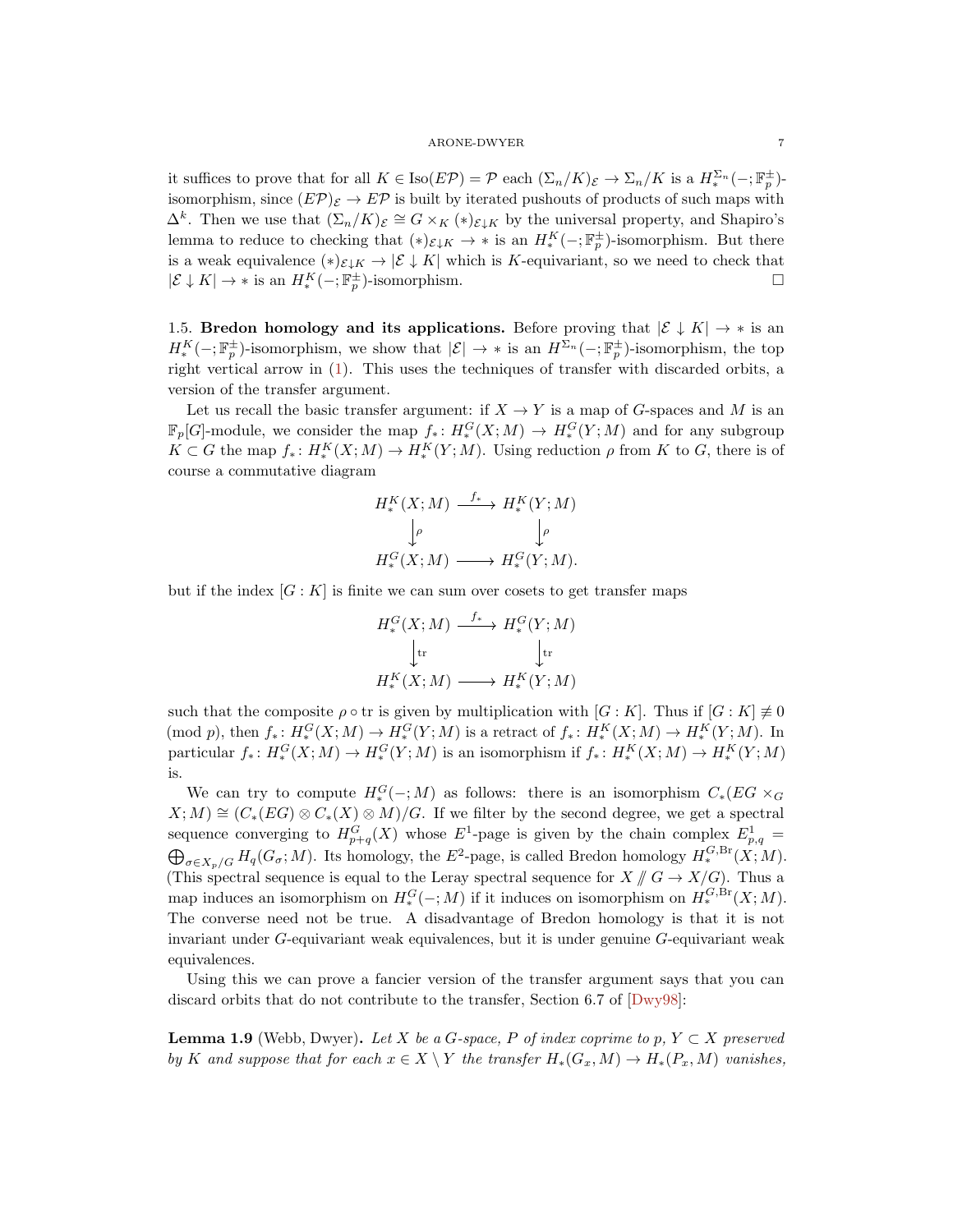it suffices to prove that for all $K \in \mathrm{Iso}(E\mathcal{P}) = \mathcal{P}$ each $(\Sigma_n/K)_{\mathcal{E}} \to \Sigma_n/K$ is a $H_*^{\Sigma_n}(-;\mathbb{F}_p^{\pm})$-isomorphism, since $(E\mathcal{P})_{\mathcal{E}} \to E\mathcal{P}$ is built by iterated pushouts of products of such maps with $\Delta^k$. Then we use that $(\Sigma_n/K)_{\mathcal{E}} \cong G \times_K (*)_{\mathcal{E}\downarrow K}$ by the universal property, and Shapiro's lemma to reduce to checking that $(*)_{\mathcal{E}\downarrow K} \to *$ is an $H_*^K(-;\mathbb{F}_p^{\pm})$-isomorphism. But there is a weak equivalence $(*)_{\mathcal{E}\downarrow K} \to |\mathcal{E} \downarrow K|$ which is $K$-equivariant, so we need to check that $|\mathcal{E} \downarrow K| \to *$ is an $H_*^K(-;\mathbb{F}_p^{\pm})$-isomorphism. □

## 1.5. Bredon homology and its applications.

Before proving that $|\mathcal{E} \downarrow K| \to *$ is an $H_*^K(-;\mathbb{F}_p^{\pm})$-isomorphism, we show that $|\mathcal{E}| \to *$ is an $H^{\Sigma_n}(-;\mathbb{F}_p^{\pm})$-isomorphism, the top right vertical arrow in (1). This uses the techniques of transfer with discarded orbits, a version of the transfer argument.

Let us recall the basic transfer argument: if $X \to Y$ is a map of $G$-spaces and $M$ is an $\mathbb{F}_p[G]$-module, we consider the map $f_*\colon H_*^G(X;M) \to H_*^G(Y;M)$ and for any subgroup $K \subset G$ the map $f_*\colon H_*^K(X;M) \to H_*^K(Y;M)$. Using reduction $\rho$ from $K$ to $G$, there is of course a commutative diagram

$$\begin{array}{ccc} H_*^K(X;M) & \xrightarrow{f_*} & H_*^K(Y;M) \\ \downarrow{\rho} & & \downarrow{\rho} \\ H_*^G(X;M) & \longrightarrow & H_*^G(Y;M). \end{array}$$

but if the index $[G:K]$ is finite we can sum over cosets to get transfer maps

$$\begin{array}{ccc} H_*^G(X;M) & \xrightarrow{f_*} & H_*^G(Y;M) \\ \downarrow{\mathrm{tr}} & & \downarrow{\mathrm{tr}} \\ H_*^K(X;M) & \longrightarrow & H_*^K(Y;M) \end{array}$$

such that the composite $\rho \circ \mathrm{tr}$ is given by multiplication with $[G:K]$. Thus if $[G:K] \not\equiv 0 \pmod p$, then $f_*\colon H_*^G(X;M) \to H_*^G(Y;M)$ is a retract of $f_*\colon H_*^K(X;M) \to H_*^K(Y;M)$. In particular $f_*\colon H_*^G(X;M) \to H_*^G(Y;M)$ is an isomorphism if $f_*\colon H_*^K(X;M) \to H_*^K(Y;M)$ is.

We can try to compute $H_*^G(-;M)$ as follows: there is an isomorphism $C_*(EG \times_G X;M) \cong (C_*(EG) \otimes C_*(X) \otimes M)/G$. If we filter by the second degree, we get a spectral sequence converging to $H_{p+q}^G(X)$ whose $E^1$-page is given by the chain complex $E^1_{p,q} = \bigoplus_{\sigma \in X_p/G} H_q(G_\sigma;M)$. Its homology, the $E^2$-page, is called Bredon homology $H_*^{G,\mathrm{Br}}(X;M)$. (This spectral sequence is equal to the Leray spectral sequence for $X /\!\!/ G \to X/G$). Thus a map induces an isomorphism on $H_*^G(-;M)$ if it induces on isomorphism on $H_*^{G,\mathrm{Br}}(X;M)$. The converse need not be true. A disadvantage of Bredon homology is that it is not invariant under $G$-equivariant weak equivalences, but it is under genuine $G$-equivariant weak equivalences.

Using this we can prove a fancier version of the transfer argument says that you can discard orbits that do not contribute to the transfer, Section 6.7 of [Dwy98]:

**Lemma 1.9** (Webb, Dwyer)**.** *Let $X$ be a $G$-space, $P$ of index coprime to $p$, $Y \subset X$ preserved by $K$ and suppose that for each $x \in X \setminus Y$ the transfer $H_*(G_x, M) \to H_*(P_x, M)$ vanishes,*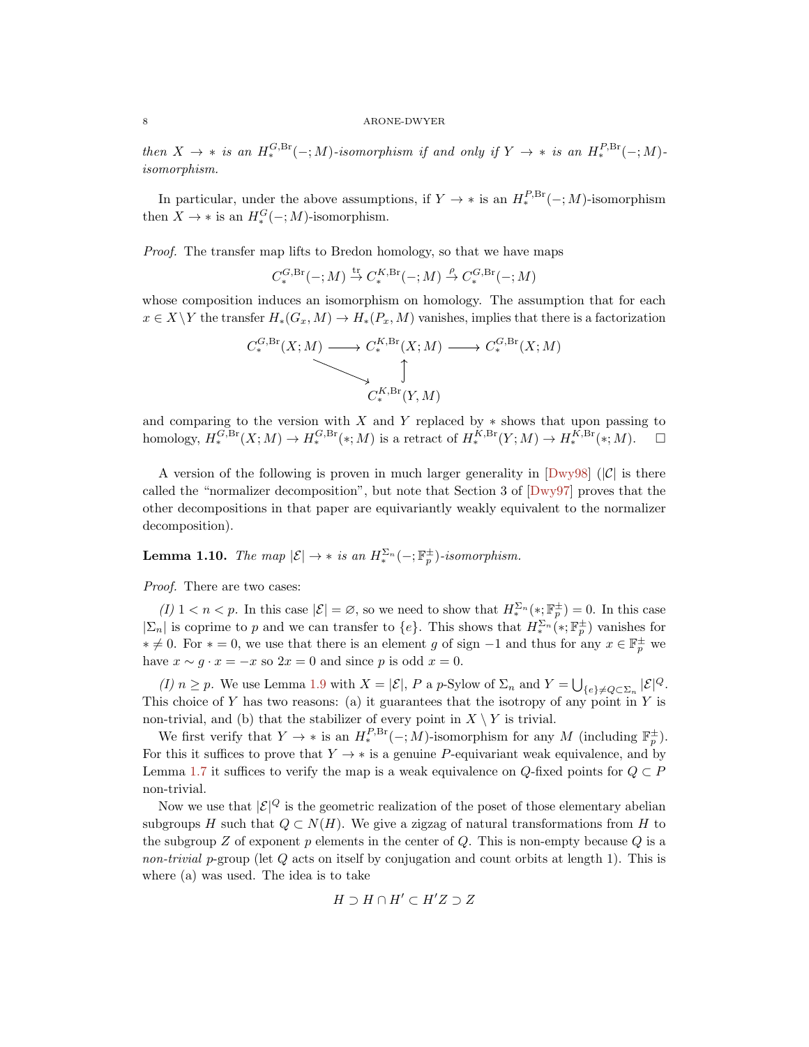*then $X \to *$ is an $H_*^{G,\mathrm{Br}}(-;M)$-isomorphism if and only if $Y \to *$ is an $H_*^{P,\mathrm{Br}}(-;M)$-isomorphism.*

In particular, under the above assumptions, if $Y \to *$ is an $H_*^{P,\mathrm{Br}}(-;M)$-isomorphism then $X \to *$ is an $H_*^{G}(-;M)$-isomorphism.

*Proof.* The transfer map lifts to Bredon homology, so that we have maps

$$C_*^{G,\mathrm{Br}}(-;M) \xrightarrow{\mathrm{tr}} C_*^{K,\mathrm{Br}}(-;M) \xrightarrow{\rho} C_*^{G,\mathrm{Br}}(-;M)$$

whose composition induces an isomorphism on homology. The assumption that for each $x \in X\backslash Y$ the transfer $H_*(G_x, M) \to H_*(P_x, M)$ vanishes, implies that there is a factorization

$$\begin{array}{ccccc} C_*^{G,\mathrm{Br}}(X;M) & \longrightarrow & C_*^{K,\mathrm{Br}}(X;M) & \longrightarrow & C_*^{G,\mathrm{Br}}(X;M) \\ & \searrow & \uparrow & & \\ & & C_*^{K,\mathrm{Br}}(Y,M) & & \end{array}$$

and comparing to the version with $X$ and $Y$ replaced by $*$ shows that upon passing to homology, $H_*^{G,\mathrm{Br}}(X;M) \to H_*^{G,\mathrm{Br}}(*;M)$ is a retract of $H_*^{K,\mathrm{Br}}(Y;M) \to H_*^{K,\mathrm{Br}}(*;M)$. □

A version of the following is proven in much larger generality in [Dwy98] ($|\mathcal{C}|$ is there called the "normalizer decomposition", but note that Section 3 of [Dwy97] proves that the other decompositions in that paper are equivariantly weakly equivalent to the normalizer decomposition).

**Lemma 1.10.** *The map $|\mathcal{E}| \to *$ is an $H_*^{\Sigma_n}(-;\mathbb{F}_p^{\pm})$-isomorphism.*

*Proof.* There are two cases:

*(I)* $1 < n < p$. In this case $|\mathcal{E}| = \varnothing$, so we need to show that $H_*^{\Sigma_n}(*;\mathbb{F}_p^{\pm}) = 0$. In this case $|\Sigma_n|$ is coprime to $p$ and we can transfer to $\{e\}$. This shows that $H_*^{\Sigma_n}(*;\mathbb{F}_p^{\pm})$ vanishes for $* \neq 0$. For $* = 0$, we use that there is an element $g$ of sign $-1$ and thus for any $x \in \mathbb{F}_p^{\pm}$ we have $x \sim g \cdot x = -x$ so $2x = 0$ and since $p$ is odd $x = 0$.

*(I)* $n \geq p$. We use Lemma 1.9 with $X = |\mathcal{E}|$, $P$ a $p$-Sylow of $\Sigma_n$ and $Y = \bigcup_{\{e\} \neq Q \subset \Sigma_n} |\mathcal{E}|^Q$. This choice of $Y$ has two reasons: (a) it guarantees that the isotropy of any point in $Y$ is non-trivial, and (b) that the stabilizer of every point in $X \setminus Y$ is trivial.

We first verify that $Y \to *$ is an $H_*^{P,\mathrm{Br}}(-;M)$-isomorphism for any $M$ (including $\mathbb{F}_p^{\pm}$). For this it suffices to prove that $Y \to *$ is a genuine $P$-equivariant weak equivalence, and by Lemma 1.7 it suffices to verify the map is a weak equivalence on $Q$-fixed points for $Q \subset P$ non-trivial.

Now we use that $|\mathcal{E}|^Q$ is the geometric realization of the poset of those elementary abelian subgroups $H$ such that $Q \subset N(H)$. We give a zigzag of natural transformations from $H$ to the subgroup $Z$ of exponent $p$ elements in the center of $Q$. This is non-empty because $Q$ is a *non-trivial* $p$-group (let $Q$ acts on itself by conjugation and count orbits at length 1). This is where (a) was used. The idea is to take

$$H \supset H \cap H' \subset H'Z \supset Z$$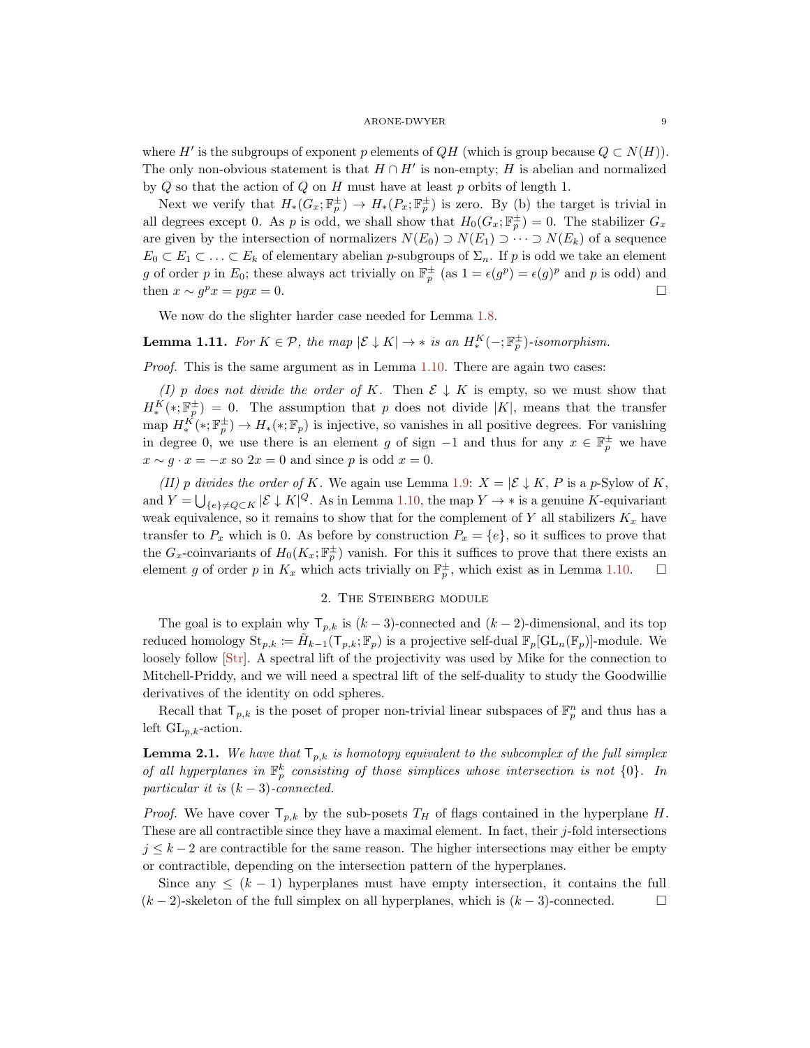where $H'$ is the subgroups of exponent $p$ elements of $QH$ (which is group because $Q \subset N(H)$). The only non-obvious statement is that $H \cap H'$ is non-empty; $H$ is abelian and normalized by $Q$ so that the action of $Q$ on $H$ must have at least $p$ orbits of length 1.

Next we verify that $H_*(G_x; \mathbb{F}_p^{\pm}) \to H_*(P_x; \mathbb{F}_p^{\pm})$ is zero. By (b) the target is trivial in all degrees except 0. As $p$ is odd, we shall show that $H_0(G_x; \mathbb{F}_p^{\pm}) = 0$. The stabilizer $G_x$ are given by the intersection of normalizers $N(E_0) \supset N(E_1) \supset \cdots \supset N(E_k)$ of a sequence $E_0 \subset E_1 \subset \ldots \subset E_k$ of elementary abelian $p$-subgroups of $\Sigma_n$. If $p$ is odd we take an element $g$ of order $p$ in $E_0$; these always act trivially on $\mathbb{F}_p^{\pm}$ (as $1 = \epsilon(g^p) = \epsilon(g)^p$ and $p$ is odd) and then $x \sim g^p x = pgx = 0$. ◻

We now do the slighter harder case needed for Lemma 1.8.

**Lemma 1.11.** *For $K \in \mathcal{P}$, the map $|\mathcal{E} \downarrow K| \to *$ is an $H_*^K(-; \mathbb{F}_p^{\pm})$-isomorphism.*

*Proof.* This is the same argument as in Lemma 1.10. There are again two cases:

*(I) $p$ does not divide the order of $K$.* Then $\mathcal{E} \downarrow K$ is empty, so we must show that $H_*^K(*; \mathbb{F}_p^{\pm}) = 0$. The assumption that $p$ does not divide $|K|$, means that the transfer map $H_*^K(*; \mathbb{F}_p^{\pm}) \to H_*(*; \mathbb{F}_p)$ is injective, so vanishes in all positive degrees. For vanishing in degree 0, we use there is an element $g$ of sign $-1$ and thus for any $x \in \mathbb{F}_p^{\pm}$ we have $x \sim g \cdot x = -x$ so $2x = 0$ and since $p$ is odd $x = 0$.

*(II) $p$ divides the order of $K$.* We again use Lemma 1.9: $X = |\mathcal{E} \downarrow K$, $P$ is a $p$-Sylow of $K$, and $Y = \bigcup_{\{e\} \neq Q \subset K} |\mathcal{E} \downarrow K|^Q$. As in Lemma 1.10, the map $Y \to *$ is a genuine $K$-equivariant weak equivalence, so it remains to show that for the complement of $Y$ all stabilizers $K_x$ have transfer to $P_x$ which is 0. As before by construction $P_x = \{e\}$, so it suffices to prove that the $G_x$-coinvariants of $H_0(K_x; \mathbb{F}_p^{\pm})$ vanish. For this it suffices to prove that there exists an element $g$ of order $p$ in $K_x$ which acts trivially on $\mathbb{F}_p^{\pm}$, which exist as in Lemma 1.10. ◻

## 2. The Steinberg module

The goal is to explain why $\mathsf{T}_{p,k}$ is $(k-3)$-connected and $(k-2)$-dimensional, and its top reduced homology $\mathrm{St}_{p,k} := \tilde{H}_{k-1}(\mathsf{T}_{p,k}; \mathbb{F}_p)$ is a projective self-dual $\mathbb{F}_p[\mathrm{GL}_n(\mathbb{F}_p)]$-module. We loosely follow [Str]. A spectral lift of the projectivity was used by Mike for the connection to Mitchell-Priddy, and we will need a spectral lift of the self-duality to study the Goodwillie derivatives of the identity on odd spheres.

Recall that $\mathsf{T}_{p,k}$ is the poset of proper non-trivial linear subspaces of $\mathbb{F}_p^n$ and thus has a left $\mathrm{GL}_{p,k}$-action.

**Lemma 2.1.** *We have that $\mathsf{T}_{p,k}$ is homotopy equivalent to the subcomplex of the full simplex of all hyperplanes in $\mathbb{F}_p^k$ consisting of those simplices whose intersection is not $\{0\}$. In particular it is $(k-3)$-connected.*

*Proof.* We have cover $\mathsf{T}_{p,k}$ by the sub-posets $T_H$ of flags contained in the hyperplane $H$. These are all contractible since they have a maximal element. In fact, their $j$-fold intersections $j \leq k-2$ are contractible for the same reason. The higher intersections may either be empty or contractible, depending on the intersection pattern of the hyperplanes.

Since any $\leq (k-1)$ hyperplanes must have empty intersection, it contains the full $(k-2)$-skeleton of the full simplex on all hyperplanes, which is $(k-3)$-connected. ◻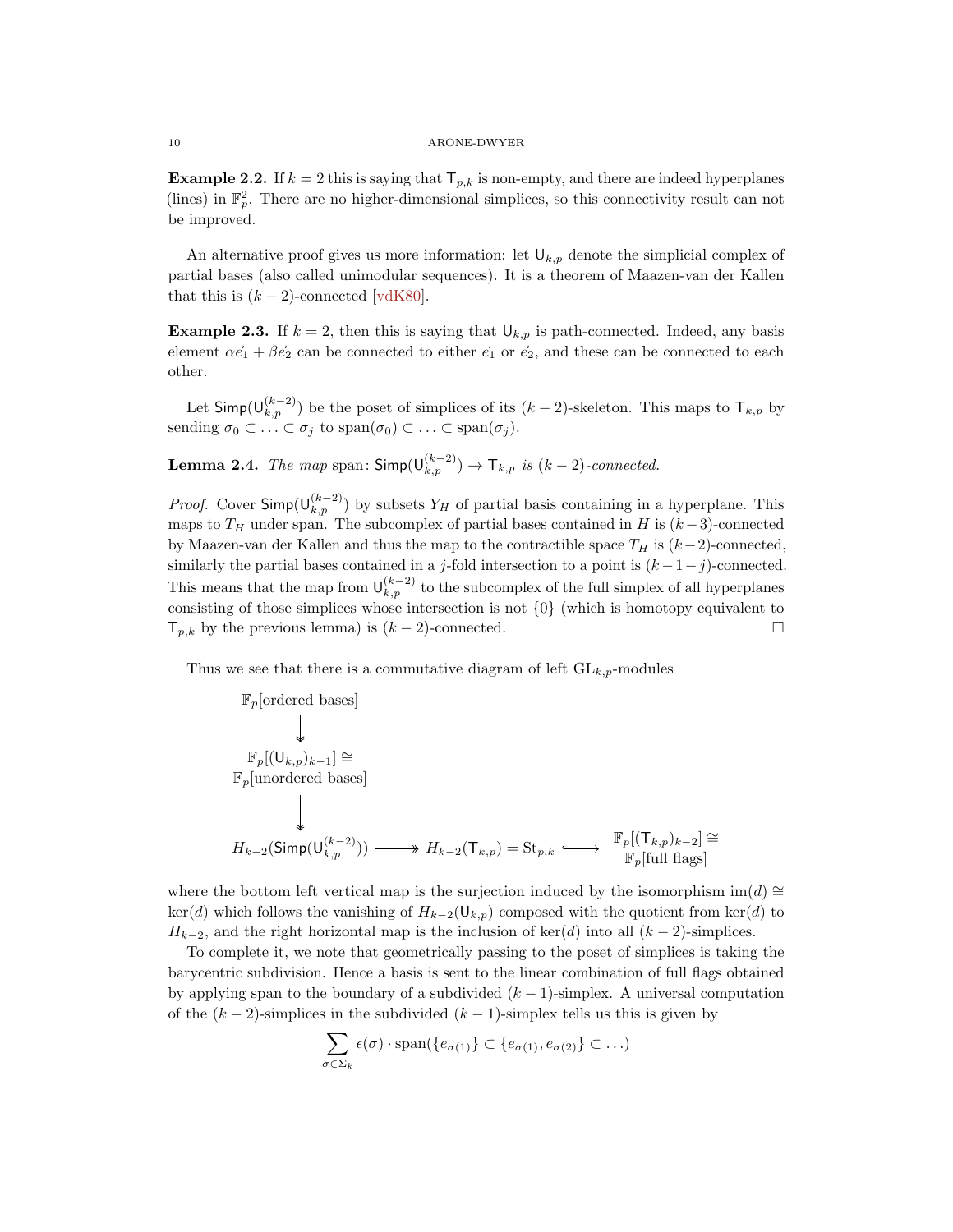**Example 2.2.** If $k = 2$ this is saying that $\mathsf{T}_{p,k}$ is non-empty, and there are indeed hyperplanes (lines) in $\mathbb{F}_p^2$. There are no higher-dimensional simplices, so this connectivity result can not be improved.

An alternative proof gives us more information: let $\mathsf{U}_{k,p}$ denote the simplicial complex of partial bases (also called unimodular sequences). It is a theorem of Maazen-van der Kallen that this is $(k-2)$-connected [vdK80].

**Example 2.3.** If $k = 2$, then this is saying that $\mathsf{U}_{k,p}$ is path-connected. Indeed, any basis element $\alpha\vec{e}_1 + \beta\vec{e}_2$ can be connected to either $\vec{e}_1$ or $\vec{e}_2$, and these can be connected to each other.

Let $\mathsf{Simp}(\mathsf{U}_{k,p}^{(k-2)})$ be the poset of simplices of its $(k-2)$-skeleton. This maps to $\mathsf{T}_{k,p}$ by sending $\sigma_0 \subset \ldots \subset \sigma_j$ to $\mathrm{span}(\sigma_0) \subset \ldots \subset \mathrm{span}(\sigma_j)$.

**Lemma 2.4.** *The map* $\mathrm{span}\colon \mathsf{Simp}(\mathsf{U}_{k,p}^{(k-2)}) \to \mathsf{T}_{k,p}$ *is* $(k-2)$*-connected.*

*Proof.* Cover $\mathsf{Simp}(\mathsf{U}_{k,p}^{(k-2)})$ by subsets $Y_H$ of partial basis containing in a hyperplane. This maps to $T_H$ under span. The subcomplex of partial bases contained in $H$ is $(k-3)$-connected by Maazen-van der Kallen and thus the map to the contractible space $T_H$ is $(k-2)$-connected, similarly the partial bases contained in a $j$-fold intersection to a point is $(k-1-j)$-connected. This means that the map from $\mathsf{U}_{k,p}^{(k-2)}$ to the subcomplex of the full simplex of all hyperplanes consisting of those simplices whose intersection is not $\{0\}$ (which is homotopy equivalent to $\mathsf{T}_{p,k}$ by the previous lemma) is $(k-2)$-connected. $\square$

Thus we see that there is a commutative diagram of left $\mathrm{GL}_{k,p}$-modules

$$
\begin{array}{ccccc}
\mathbb{F}_p[\text{ordered bases}] & & & & \\
\downarrow & & & & \\
\mathbb{F}_p[(\mathsf{U}_{k,p})_{k-1}] \cong \mathbb{F}_p[\text{unordered bases}] & & & & \\
\downarrow & & & & \\
H_{k-2}(\mathsf{Simp}(\mathsf{U}_{k,p}^{(k-2)})) & \twoheadrightarrow & H_{k-2}(\mathsf{T}_{k,p}) = \mathrm{St}_{p,k} & \hookrightarrow & \mathbb{F}_p[(\mathsf{T}_{k,p})_{k-2}] \cong \mathbb{F}_p[\text{full flags}]
\end{array}
$$

where the bottom left vertical map is the surjection induced by the isomorphism $\mathrm{im}(d) \cong \ker(d)$ which follows the vanishing of $H_{k-2}(\mathsf{U}_{k,p})$ composed with the quotient from $\ker(d)$ to $H_{k-2}$, and the right horizontal map is the inclusion of $\ker(d)$ into all $(k-2)$-simplices.

To complete it, we note that geometrically passing to the poset of simplices is taking the barycentric subdivision. Hence a basis is sent to the linear combination of full flags obtained by applying span to the boundary of a subdivided $(k-1)$-simplex. A universal computation of the $(k-2)$-simplices in the subdivided $(k-1)$-simplex tells us this is given by

$$\sum_{\sigma \in \Sigma_k} \epsilon(\sigma) \cdot \mathrm{span}(\{e_{\sigma(1)}\} \subset \{e_{\sigma(1)}, e_{\sigma(2)}\} \subset \ldots)$$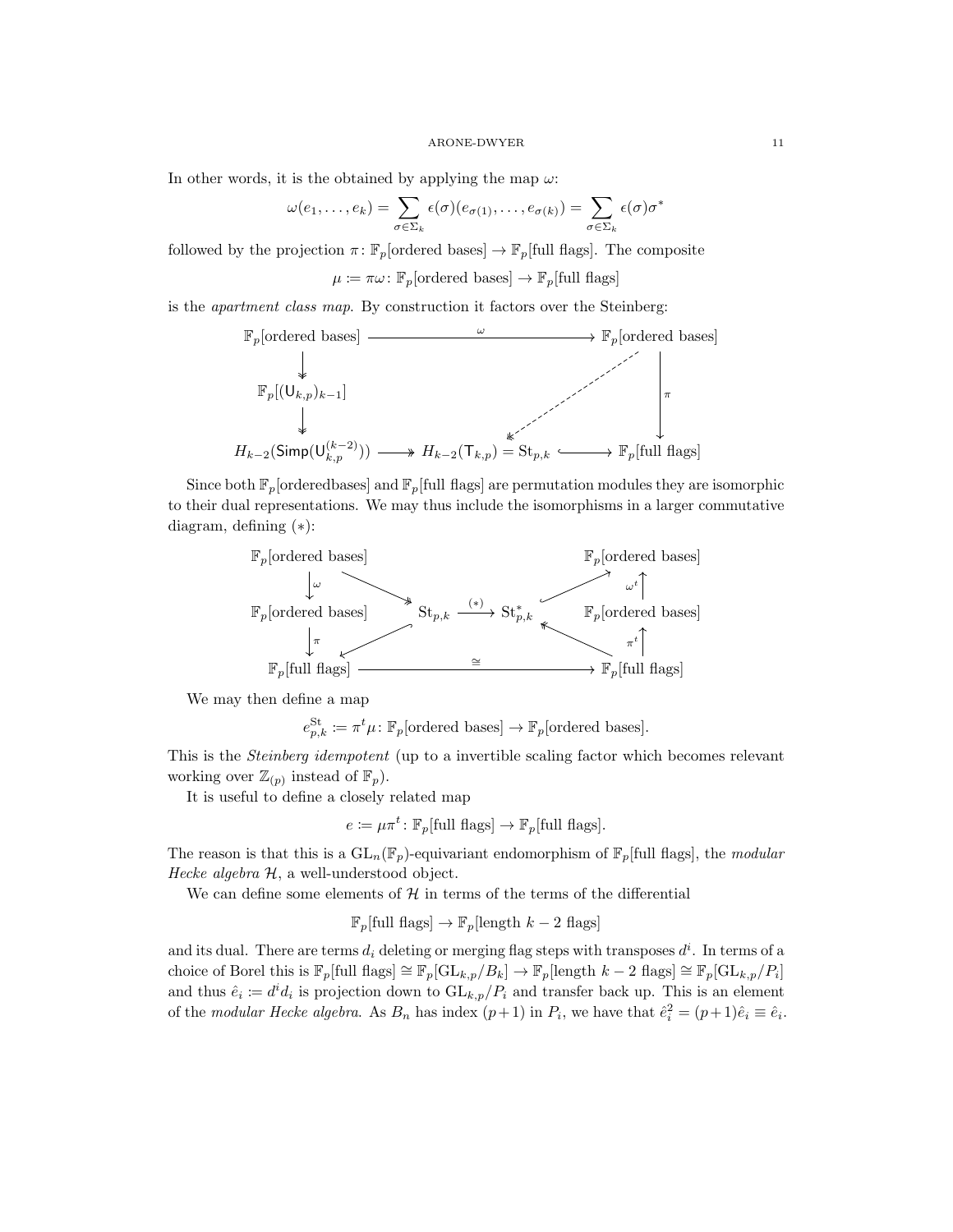In other words, it is the obtained by applying the map $\omega$:

$$\omega(e_1, \dots, e_k) = \sum_{\sigma \in \Sigma_k} \epsilon(\sigma)(e_{\sigma(1)}, \dots, e_{\sigma(k)}) = \sum_{\sigma \in \Sigma_k} \epsilon(\sigma)\sigma^*$$

followed by the projection $\pi \colon \mathbb{F}_p[\text{ordered bases}] \to \mathbb{F}_p[\text{full flags}]$. The composite

$$\mu := \pi\omega \colon \mathbb{F}_p[\text{ordered bases}] \to \mathbb{F}_p[\text{full flags}]$$

is the *apartment class map*. By construction it factors over the Steinberg:

$$\begin{array}{ccccc}
\mathbb{F}_p[\text{ordered bases}] & \xrightarrow{\quad\omega\quad} & & & \mathbb{F}_p[\text{ordered bases}] \\
\downarrow & & & \swarrow & \downarrow \pi \\
\mathbb{F}_p[(\mathsf{U}_{k,p})_{k-1}] & & & & \\
\downarrow & & & & \\
H_{k-2}(\mathsf{Simp}(\mathsf{U}_{k,p}^{(k-2)})) & \twoheadrightarrow & H_{k-2}(\mathsf{T}_{k,p}) = \mathrm{St}_{p,k} & \hookrightarrow & \mathbb{F}_p[\text{full flags}]
\end{array}$$

Since both $\mathbb{F}_p$[orderedbases] and $\mathbb{F}_p$[full flags] are permutation modules they are isomorphic to their dual representations. We may thus include the isomorphisms in a larger commutative diagram, defining $(*)$:

$$\begin{array}{ccccc}
\mathbb{F}_p[\text{ordered bases}] & & & & \mathbb{F}_p[\text{ordered bases}] \\
\downarrow \omega & \searrow & & \nearrow & \uparrow \omega^t \\
\mathbb{F}_p[\text{ordered bases}] & & \mathrm{St}_{p,k} \xrightarrow{(*)} \mathrm{St}_{p,k}^* & & \mathbb{F}_p[\text{ordered bases}] \\
\downarrow \pi & \swarrow & & \nwarrow & \uparrow \pi^t \\
\mathbb{F}_p[\text{full flags}] & & \xrightarrow{\quad\cong\quad} & & \mathbb{F}_p[\text{full flags}]
\end{array}$$

We may then define a map

$$e_{p,k}^{\mathrm{St}} := \pi^t\mu \colon \mathbb{F}_p[\text{ordered bases}] \to \mathbb{F}_p[\text{ordered bases}].$$

This is the *Steinberg idempotent* (up to a invertible scaling factor which becomes relevant working over $\mathbb{Z}_{(p)}$ instead of $\mathbb{F}_p$).

It is useful to define a closely related map

$$e := \mu\pi^t \colon \mathbb{F}_p[\text{full flags}] \to \mathbb{F}_p[\text{full flags}].$$

The reason is that this is a $\mathrm{GL}_n(\mathbb{F}_p)$-equivariant endomorphism of $\mathbb{F}_p$[full flags], the *modular Hecke algebra* $\mathcal{H}$, a well-understood object.

We can define some elements of $\mathcal{H}$ in terms of the terms of the differential

$$\mathbb{F}_p[\text{full flags}] \to \mathbb{F}_p[\text{length } k-2 \text{ flags}]$$

and its dual. There are terms $d_i$ deleting or merging flag steps with transposes $d^i$. In terms of a choice of Borel this is $\mathbb{F}_p[\text{full flags}] \cong \mathbb{F}_p[\mathrm{GL}_{k,p}/B_k] \to \mathbb{F}_p[\text{length } k-2 \text{ flags}] \cong \mathbb{F}_p[\mathrm{GL}_{k,p}/P_i]$ and thus $\hat{e}_i := d^i d_i$ is projection down to $\mathrm{GL}_{k,p}/P_i$ and transfer back up. This is an element of the *modular Hecke algebra*. As $B_n$ has index $(p+1)$ in $P_i$, we have that $\hat{e}_i^2 = (p+1)\hat{e}_i \equiv \hat{e}_i$.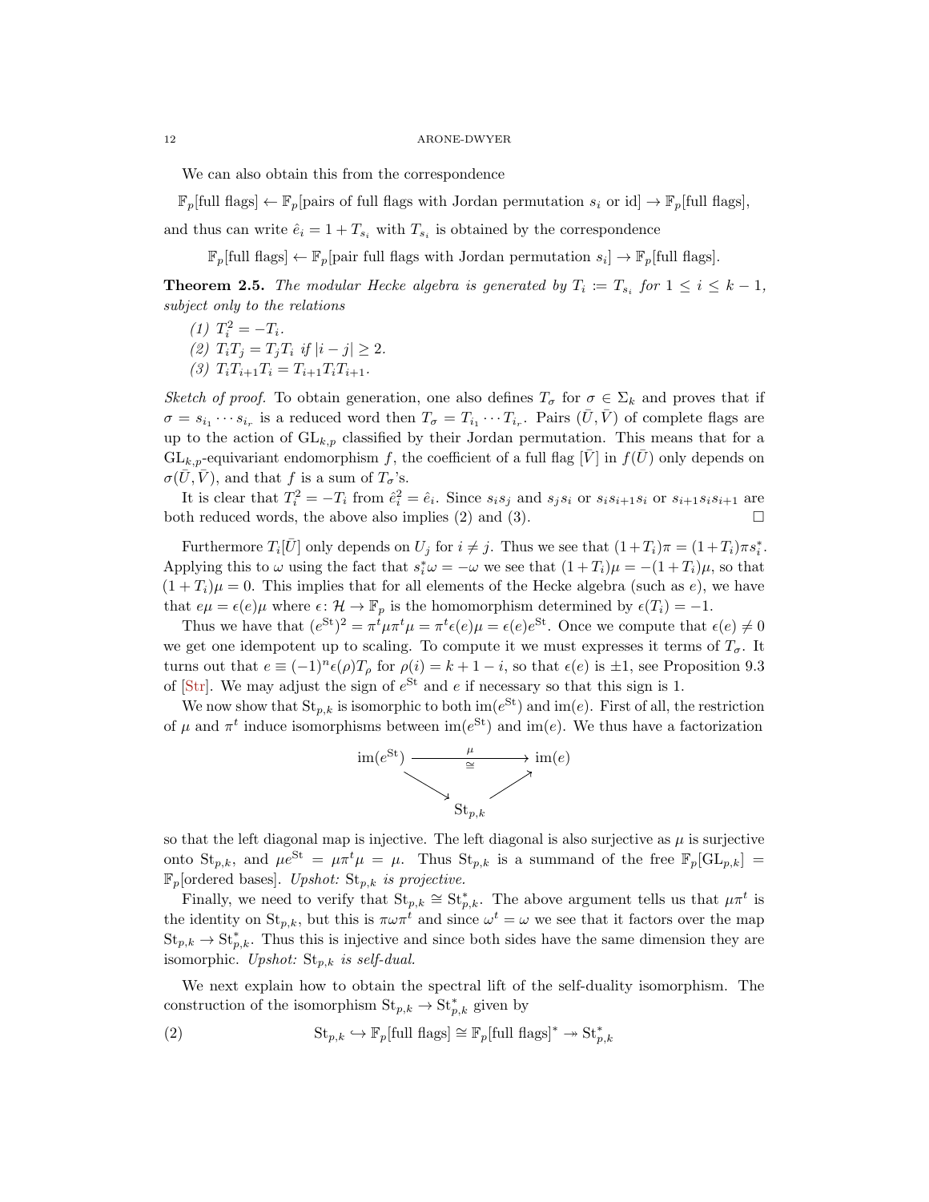We can also obtain this from the correspondence

$$\mathbb{F}_p[\text{full flags}] \leftarrow \mathbb{F}_p[\text{pairs of full flags with Jordan permutation } s_i \text{ or id}] \to \mathbb{F}_p[\text{full flags}],$$

and thus can write $\hat{e}_i = 1 + T_{s_i}$ with $T_{s_i}$ is obtained by the correspondence

$$\mathbb{F}_p[\text{full flags}] \leftarrow \mathbb{F}_p[\text{pair full flags with Jordan permutation } s_i] \to \mathbb{F}_p[\text{full flags}].$$

**Theorem 2.5.** *The modular Hecke algebra is generated by $T_i := T_{s_i}$ for $1 \leq i \leq k-1$, subject only to the relations*

1. *$T_i^2 = -T_i$.*
2. *$T_i T_j = T_j T_i$ if $|i-j| \geq 2$.*
3. *$T_i T_{i+1} T_i = T_{i+1} T_i T_{i+1}$.*

*Sketch of proof.* To obtain generation, one also defines $T_\sigma$ for $\sigma \in \Sigma_k$ and proves that if $\sigma = s_{i_1} \cdots s_{i_r}$ is a reduced word then $T_\sigma = T_{i_1} \cdots T_{i_r}$. Pairs $(\bar{U}, \bar{V})$ of complete flags are up to the action of $\mathrm{GL}_{k,p}$ classified by their Jordan permutation. This means that for a $\mathrm{GL}_{k,p}$-equivariant endomorphism $f$, the coefficient of a full flag $[\bar{V}]$ in $f(\bar{U})$ only depends on $\sigma(\bar{U}, \bar{V})$, and that $f$ is a sum of $T_\sigma$'s.

It is clear that $T_i^2 = -T_i$ from $\hat{e}_i^2 = \hat{e}_i$. Since $s_i s_j$ and $s_j s_i$ or $s_i s_{i+1} s_i$ or $s_{i+1} s_i s_{i+1}$ are both reduced words, the above also implies (2) and (3). □

Furthermore $T_i[\bar{U}]$ only depends on $U_j$ for $i \neq j$. Thus we see that $(1+T_i)\pi = (1+T_i)\pi s_i^*$. Applying this to $\omega$ using the fact that $s_i^* \omega = -\omega$ we see that $(1+T_i)\mu = -(1+T_i)\mu$, so that $(1+T_i)\mu = 0$. This implies that for all elements of the Hecke algebra (such as $e$), we have that $e\mu = \epsilon(e)\mu$ where $\epsilon \colon \mathcal{H} \to \mathbb{F}_p$ is the homomorphism determined by $\epsilon(T_i) = -1$.

Thus we have that $(e^{\mathrm{St}})^2 = \pi^t \mu \pi^t \mu = \pi^t \epsilon(e) \mu = \epsilon(e) e^{\mathrm{St}}$. Once we compute that $\epsilon(e) \neq 0$ we get one idempotent up to scaling. To compute it we must expresses it terms of $T_\sigma$. It turns out that $e \equiv (-1)^n \epsilon(\rho) T_\rho$ for $\rho(i) = k+1-i$, so that $\epsilon(e)$ is $\pm 1$, see Proposition 9.3 of [Str]. We may adjust the sign of $e^{\mathrm{St}}$ and $e$ if necessary so that this sign is 1.

We now show that $\mathrm{St}_{p,k}$ is isomorphic to both $\mathrm{im}(e^{\mathrm{St}})$ and $\mathrm{im}(e)$. First of all, the restriction of $\mu$ and $\pi^t$ induce isomorphisms between $\mathrm{im}(e^{\mathrm{St}})$ and $\mathrm{im}(e)$. We thus have a factorization

$$\begin{array}{ccc} \mathrm{im}(e^{\mathrm{St}}) & \xrightarrow[\cong]{\mu} & \mathrm{im}(e) \\ & \searrow \quad \nearrow & \\ & \mathrm{St}_{p,k} & \end{array}$$

so that the left diagonal map is injective. The left diagonal is also surjective as $\mu$ is surjective onto $\mathrm{St}_{p,k}$, and $\mu e^{\mathrm{St}} = \mu \pi^t \mu = \mu$. Thus $\mathrm{St}_{p,k}$ is a summand of the free $\mathbb{F}_p[\mathrm{GL}_{p,k}] = \mathbb{F}_p[\text{ordered bases}]$. *Upshot:* $\mathrm{St}_{p,k}$ *is projective.*

Finally, we need to verify that $\mathrm{St}_{p,k} \cong \mathrm{St}_{p,k}^*$. The above argument tells us that $\mu\pi^t$ is the identity on $\mathrm{St}_{p,k}$, but this is $\pi\omega\pi^t$ and since $\omega^t = \omega$ we see that it factors over the map $\mathrm{St}_{p,k} \to \mathrm{St}_{p,k}^*$. Thus this is injective and since both sides have the same dimension they are isomorphic. *Upshot:* $\mathrm{St}_{p,k}$ *is self-dual.*

We next explain how to obtain the spectral lift of the self-duality isomorphism. The construction of the isomorphism $\mathrm{St}_{p,k} \to \mathrm{St}_{p,k}^*$ given by

$$\mathrm{St}_{p,k} \hookrightarrow \mathbb{F}_p[\text{full flags}] \cong \mathbb{F}_p[\text{full flags}]^* \twoheadrightarrow \mathrm{St}_{p,k}^* \tag{2}$$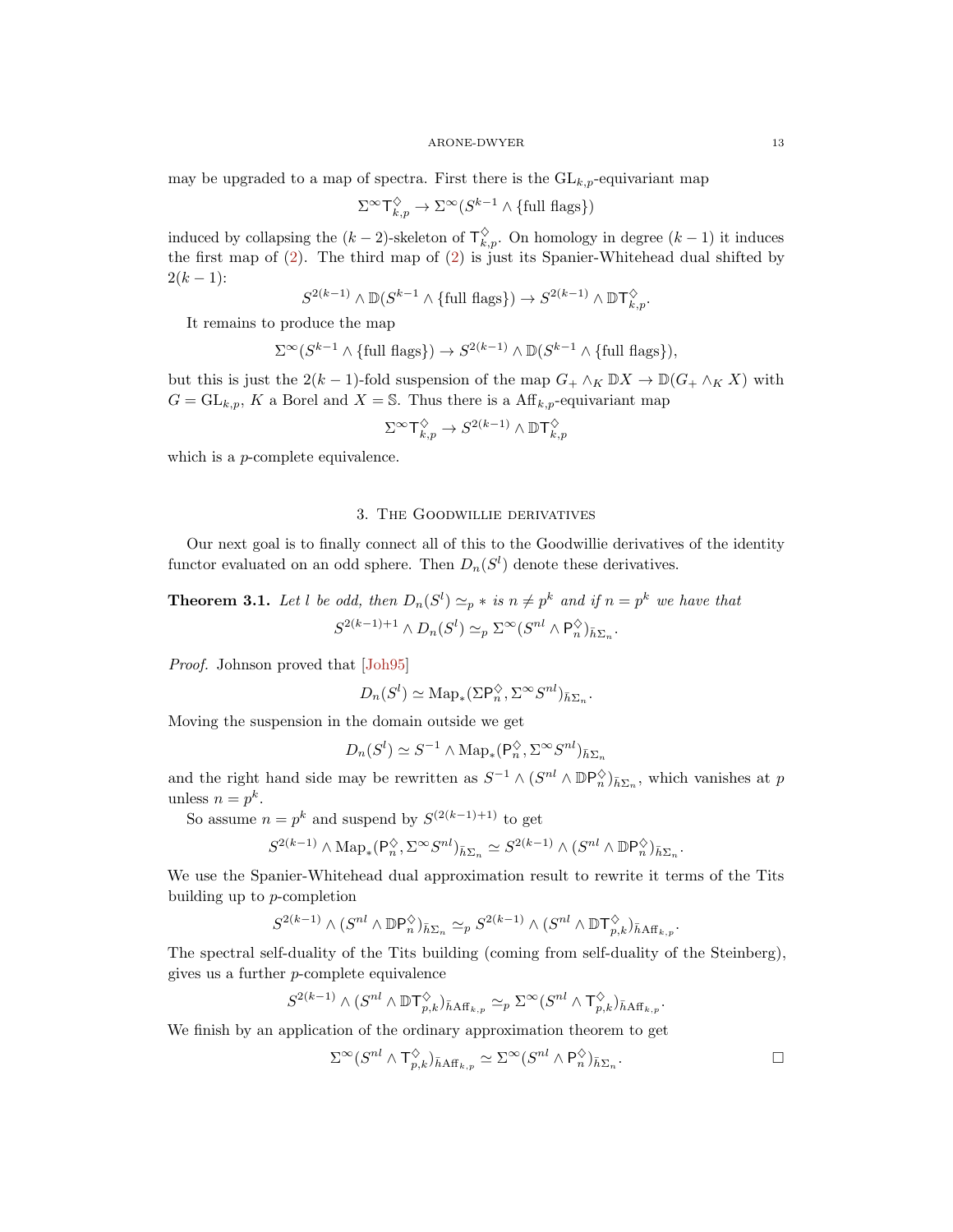may be upgraded to a map of spectra. First there is the $\mathrm{GL}_{k,p}$-equivariant map

$$\Sigma^\infty \mathsf{T}^\diamondsuit_{k,p} \to \Sigma^\infty(S^{k-1} \wedge \{\text{full flags}\})$$

induced by collapsing the $(k-2)$-skeleton of $\mathsf{T}^\diamondsuit_{k,p}$. On homology in degree $(k-1)$ it induces the first map of (2). The third map of (2) is just its Spanier-Whitehead dual shifted by $2(k-1)$:

$$S^{2(k-1)} \wedge \mathbb{D}(S^{k-1} \wedge \{\text{full flags}\}) \to S^{2(k-1)} \wedge \mathbb{D}\mathsf{T}^\diamondsuit_{k,p}.$$

It remains to produce the map

$$\Sigma^\infty(S^{k-1} \wedge \{\text{full flags}\}) \to S^{2(k-1)} \wedge \mathbb{D}(S^{k-1} \wedge \{\text{full flags}\}),$$

but this is just the $2(k-1)$-fold suspension of the map $G_+ \wedge_K \mathbb{D}X \to \mathbb{D}(G_+ \wedge_K X)$ with $G = \mathrm{GL}_{k,p}$, $K$ a Borel and $X = \mathbb{S}$. Thus there is a $\mathrm{Aff}_{k,p}$-equivariant map

$$\Sigma^\infty \mathsf{T}^\diamondsuit_{k,p} \to S^{2(k-1)} \wedge \mathbb{D}\mathsf{T}^\diamondsuit_{k,p}$$

which is a $p$-complete equivalence.

## 3. The Goodwillie derivatives

Our next goal is to finally connect all of this to the Goodwillie derivatives of the identity functor evaluated on an odd sphere. Then $D_n(S^l)$ denote these derivatives.

**Theorem 3.1.** *Let $l$ be odd, then $D_n(S^l) \simeq_p *$ is $n \neq p^k$ and if $n = p^k$ we have that*

$$S^{2(k-1)+1} \wedge D_n(S^l) \simeq_p \Sigma^\infty(S^{nl} \wedge \mathsf{P}^\diamondsuit_n)_{\tilde{h}\Sigma_n}.$$

*Proof.* Johnson proved that [Joh95]

$$D_n(S^l) \simeq \mathrm{Map}_*(\Sigma \mathsf{P}^\diamondsuit_n, \Sigma^\infty S^{nl})_{\tilde{h}\Sigma_n}.$$

Moving the suspension in the domain outside we get

$$D_n(S^l) \simeq S^{-1} \wedge \mathrm{Map}_*(\mathsf{P}^\diamondsuit_n, \Sigma^\infty S^{nl})_{\tilde{h}\Sigma_n}$$

and the right hand side may be rewritten as $S^{-1} \wedge (S^{nl} \wedge \mathbb{D}\mathsf{P}^\diamondsuit_n)_{\tilde{h}\Sigma_n}$, which vanishes at $p$ unless $n = p^k$.

So assume $n = p^k$ and suspend by $S^{(2(k-1)+1)}$ to get

$$S^{2(k-1)} \wedge \mathrm{Map}_*(\mathsf{P}^\diamondsuit_n, \Sigma^\infty S^{nl})_{\tilde{h}\Sigma_n} \simeq S^{2(k-1)} \wedge (S^{nl} \wedge \mathbb{D}\mathsf{P}^\diamondsuit_n)_{\tilde{h}\Sigma_n}.$$

We use the Spanier-Whitehead dual approximation result to rewrite it terms of the Tits building up to $p$-completion

$$S^{2(k-1)} \wedge (S^{nl} \wedge \mathbb{D}\mathsf{P}^\diamondsuit_n)_{\tilde{h}\Sigma_n} \simeq_p S^{2(k-1)} \wedge (S^{nl} \wedge \mathbb{D}\mathsf{T}^\diamondsuit_{p,k})_{\tilde{h}\mathrm{Aff}_{k,p}}.$$

The spectral self-duality of the Tits building (coming from self-duality of the Steinberg), gives us a further $p$-complete equivalence

$$S^{2(k-1)} \wedge (S^{nl} \wedge \mathbb{D}\mathsf{T}^\diamondsuit_{p,k})_{\tilde{h}\mathrm{Aff}_{k,p}} \simeq_p \Sigma^\infty(S^{nl} \wedge \mathsf{T}^\diamondsuit_{p,k})_{\tilde{h}\mathrm{Aff}_{k,p}}.$$

We finish by an application of the ordinary approximation theorem to get

$$\Sigma^\infty(S^{nl} \wedge \mathsf{T}^\diamondsuit_{p,k})_{\tilde{h}\mathrm{Aff}_{k,p}} \simeq \Sigma^\infty(S^{nl} \wedge \mathsf{P}^\diamondsuit_n)_{\tilde{h}\Sigma_n}.$$

□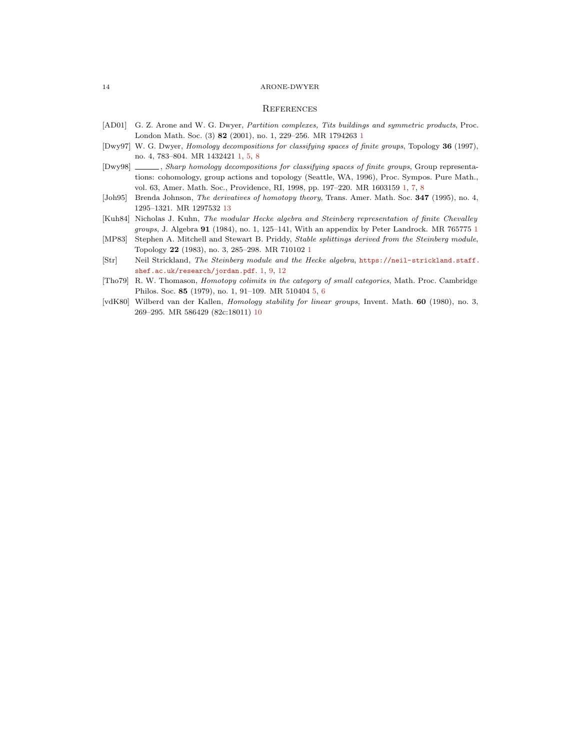## References

[AD01] G. Z. Arone and W. G. Dwyer, *Partition complexes, Tits buildings and symmetric products*, Proc. London Math. Soc. (3) **82** (2001), no. 1, 229–256. MR 1794263 1

[Dwy97] W. G. Dwyer, *Homology decompositions for classifying spaces of finite groups*, Topology **36** (1997), no. 4, 783–804. MR 1432421 1, 5, 8

[Dwy98] ______, *Sharp homology decompositions for classifying spaces of finite groups*, Group representations: cohomology, group actions and topology (Seattle, WA, 1996), Proc. Sympos. Pure Math., vol. 63, Amer. Math. Soc., Providence, RI, 1998, pp. 197–220. MR 1603159 1, 7, 8

[Joh95] Brenda Johnson, *The derivatives of homotopy theory*, Trans. Amer. Math. Soc. **347** (1995), no. 4, 1295–1321. MR 1297532 13

[Kuh84] Nicholas J. Kuhn, *The modular Hecke algebra and Steinberg representation of finite Chevalley groups*, J. Algebra **91** (1984), no. 1, 125–141, With an appendix by Peter Landrock. MR 765775 1

[MP83] Stephen A. Mitchell and Stewart B. Priddy, *Stable splittings derived from the Steinberg module*, Topology **22** (1983), no. 3, 285–298. MR 710102 1

[Str] Neil Strickland, *The Steinberg module and the Hecke algebra*, https://neil-strickland.staff.shef.ac.uk/research/jordan.pdf. 1, 9, 12

[Tho79] R. W. Thomason, *Homotopy colimits in the category of small categories*, Math. Proc. Cambridge Philos. Soc. **85** (1979), no. 1, 91–109. MR 510404 5, 6

[vdK80] Wilberd van der Kallen, *Homology stability for linear groups*, Invent. Math. **60** (1980), no. 3, 269–295. MR 586429 (82c:18011) 10